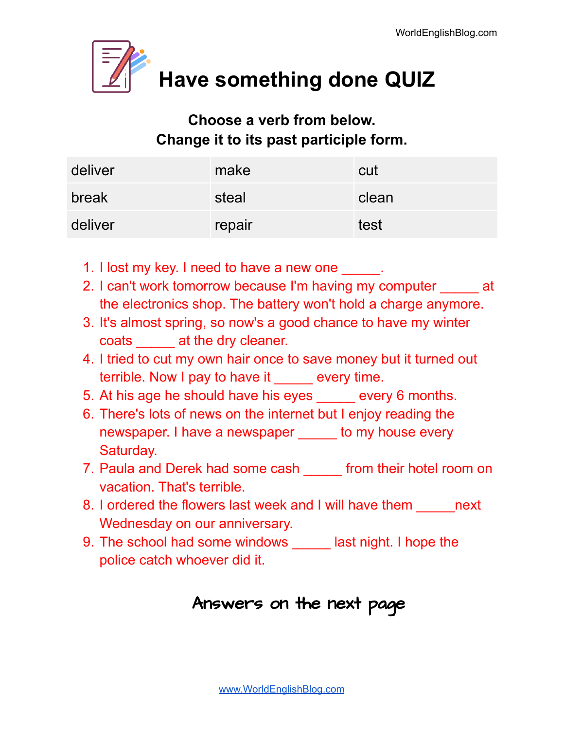# Have something done QUIZ

**Choose a verb from below.**
**Change it to its past participle form.**

| deliver | make | cut |
|---|---|---|
| break | steal | clean |
| deliver | repair | test |

1. I lost my key. I need to have a new one _____.
2. I can't work tomorrow because I'm having my computer _____ at the electronics shop. The battery won't hold a charge anymore.
3. It's almost spring, so now's a good chance to have my winter coats _____ at the dry cleaner.
4. I tried to cut my own hair once to save money but it turned out terrible. Now I pay to have it _____ every time.
5. At his age he should have his eyes _____ every 6 months.
6. There's lots of news on the internet but I enjoy reading the newspaper. I have a newspaper _____ to my house every Saturday.
7. Paula and Derek had some cash _____ from their hotel room on vacation. That's terrible.
8. I ordered the flowers last week and I will have them _____next Wednesday on our anniversary.
9. The school had some windows _____ last night. I hope the police catch whoever did it.

Answers on the next page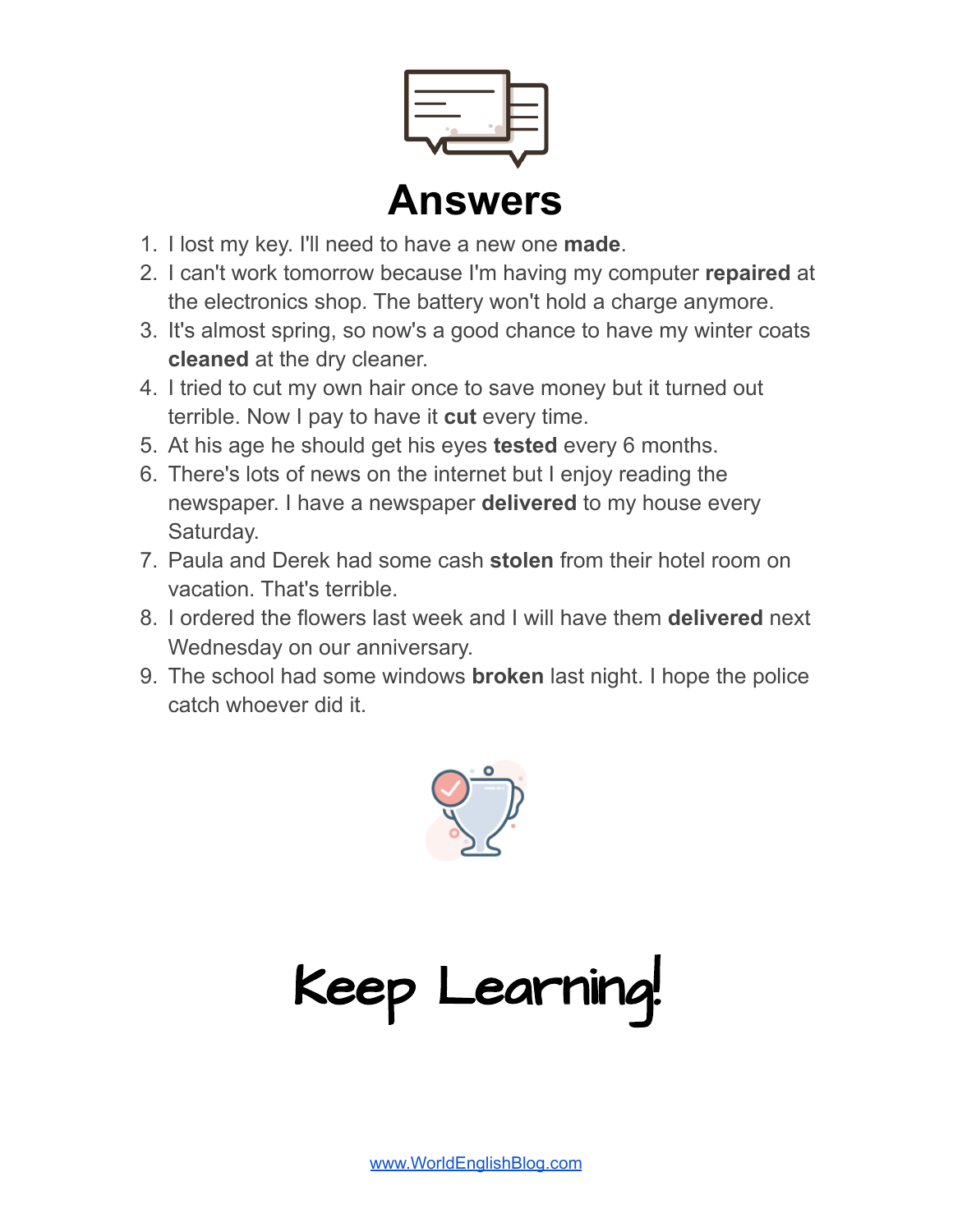# Answers

1. I lost my key. I'll need to have a new one **made**.
2. I can't work tomorrow because I'm having my computer **repaired** at the electronics shop. The battery won't hold a charge anymore.
3. It's almost spring, so now's a good chance to have my winter coats **cleaned** at the dry cleaner.
4. I tried to cut my own hair once to save money but it turned out terrible. Now I pay to have it **cut** every time.
5. At his age he should get his eyes **tested** every 6 months.
6. There's lots of news on the internet but I enjoy reading the newspaper. I have a newspaper **delivered** to my house every Saturday.
7. Paula and Derek had some cash **stolen** from their hotel room on vacation. That's terrible.
8. I ordered the flowers last week and I will have them **delivered** next Wednesday on our anniversary.
9. The school had some windows **broken** last night. I hope the police catch whoever did it.

# Keep Learning!

www.WorldEnglishBlog.com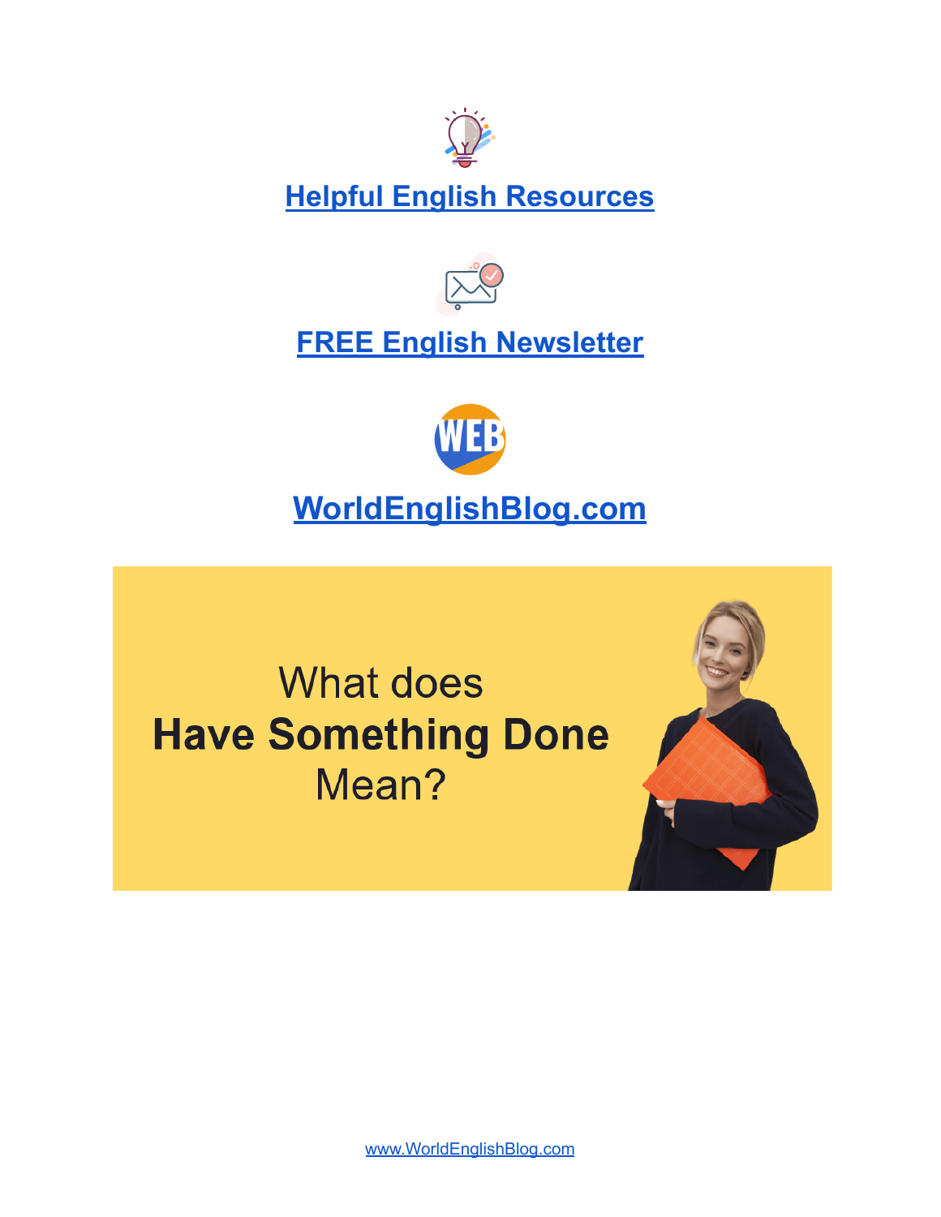[Helpful English Resources](https://www.worldenglishblog.com)

[FREE English Newsletter](https://www.worldenglishblog.com)

[WorldEnglishBlog.com](https://www.worldenglishblog.com)

What does
**Have Something Done**
Mean?